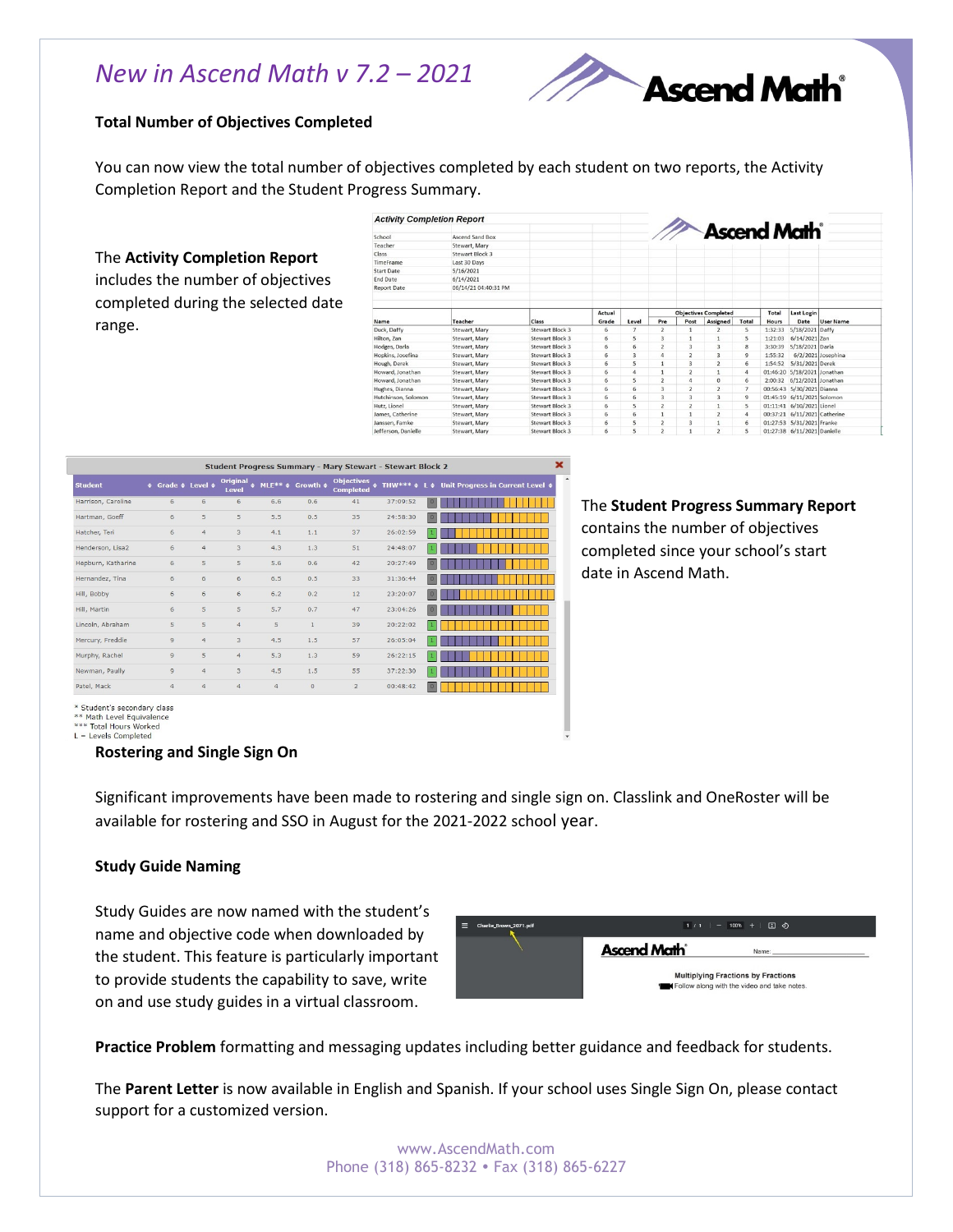# New in Ascend Math v 7.2 – 2021

**Total Number of Objectives Completed**

You can now view the total number of objectives completed by each student on two reports, the Activity Completion Report and the Student Progress Summary.

The **Activity Completion Report** includes the number of objectives completed during the selected date range.

The **Student Progress Summary Report** contains the number of objectives completed since your school's start date in Ascend Math.

**Rostering and Single Sign On**

Significant improvements have been made to rostering and single sign on. Classlink and OneRoster will be available for rostering and SSO in August for the 2021-2022 school year.

**Study Guide Naming**

Study Guides are now named with the student's name and objective code when downloaded by the student. This feature is particularly important to provide students the capability to save, write on and use study guides in a virtual classroom.

**Practice Problem** formatting and messaging updates including better guidance and feedback for students.

The **Parent Letter** is now available in English and Spanish. If your school uses Single Sign On, please contact support for a customized version.

www.AscendMath.com
Phone (318) 865-8232 • Fax (318) 865-6227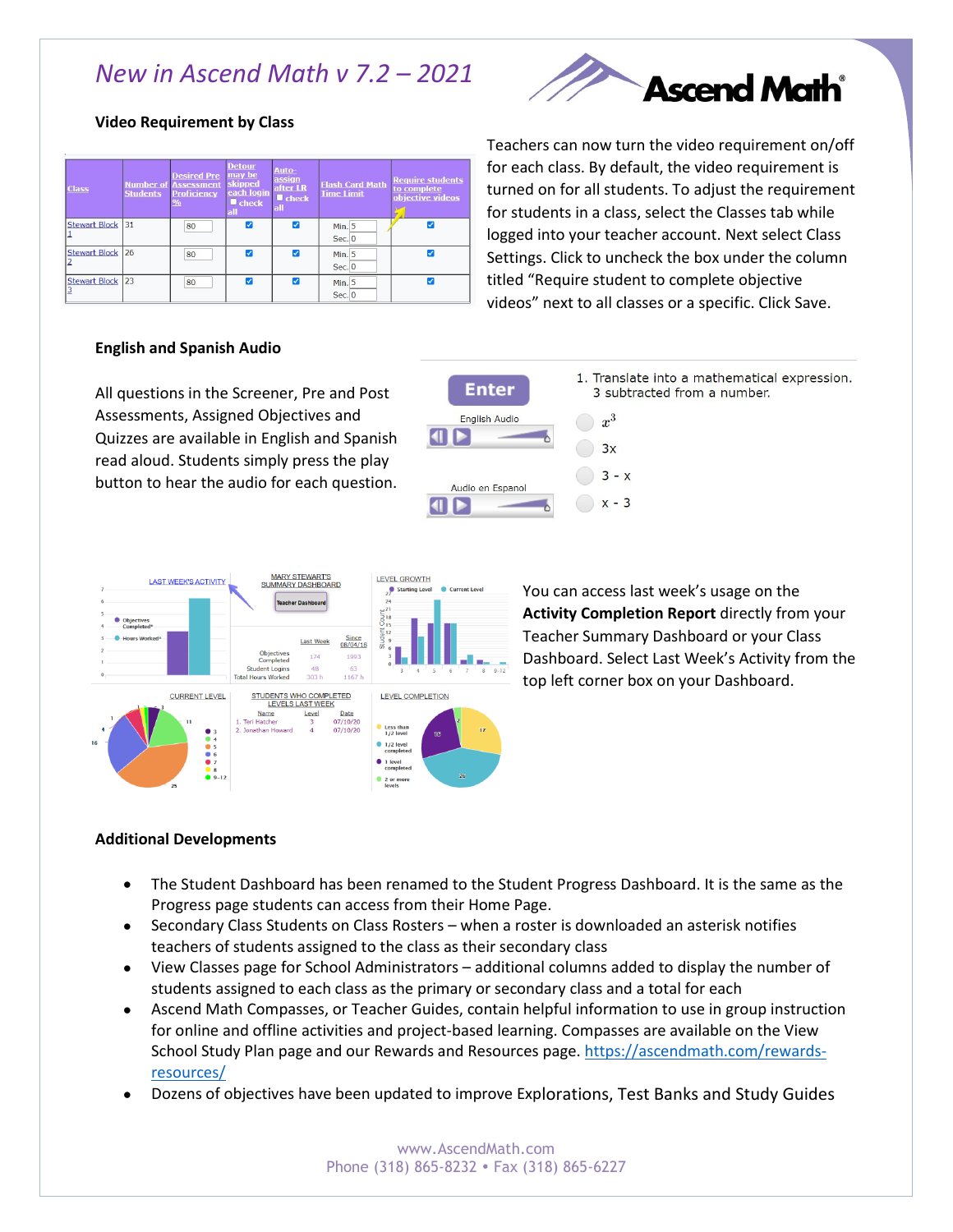# New in Ascend Math v 7.2 – 2021

## Video Requirement by Class

| Class | Number of Students | Desired Pre Assessment Proficiency % | Detour may be skipped each login ☐ check all | Auto-assign after LR ☐ check all | Flash Card Math Time Limit | Require students to complete objective videos |
|---|---|---|---|---|---|---|
| Stewart Block 1 | 31 | 80 | ☑ | ☑ | Min. 5 Sec. 0 | ☑ |
| Stewart Block 2 | 26 | 80 | ☑ | ☑ | Min. 5 Sec. 0 | ☑ |
| Stewart Block 3 | 23 | 80 | ☑ | ☑ | Min. 5 Sec. 0 | ☑ |

Teachers can now turn the video requirement on/off for each class. By default, the video requirement is turned on for all students. To adjust the requirement for students in a class, select the Classes tab while logged into your teacher account. Next select Class Settings. Click to uncheck the box under the column titled "Require student to complete objective videos" next to all classes or a specific. Click Save.

## English and Spanish Audio

All questions in the Screener, Pre and Post Assessments, Assigned Objectives and Quizzes are available in English and Spanish read aloud. Students simply press the play button to hear the audio for each question.

Enter

English Audio

Audio en Espanol

1. Translate into a mathematical expression.
   3 subtracted from a number.

- $x^3$
- 3x
- 3 - x
- x - 3

LAST WEEK'S ACTIVITY
Objectives Completed*
Hours Worked*

MARY STEWART'S SUMMARY DASHBOARD
Teacher Dashboard
Last Week | Since 08/04/18
Objectives Completed 174 1993
Student Logins 48 63
Total Hours Worked 303 h 1167 h

LEVEL GROWTH
Starting Level | Current Level

CURRENT LEVEL

STUDENTS WHO COMPLETED LEVELS LAST WEEK
Name | Level | Date
1. Teri Hatcher 3 07/10/20
2. Jonathan Howard 4 07/10/20

LEVEL COMPLETION
Less than 1/2 level
1/2 level completed
1 level completed
2 or more levels

You can access last week's usage on the **Activity Completion Report** directly from your Teacher Summary Dashboard or your Class Dashboard. Select Last Week's Activity from the top left corner box on your Dashboard.

## Additional Developments

- The Student Dashboard has been renamed to the Student Progress Dashboard. It is the same as the Progress page students can access from their Home Page.
- Secondary Class Students on Class Rosters – when a roster is downloaded an asterisk notifies teachers of students assigned to the class as their secondary class
- View Classes page for School Administrators – additional columns added to display the number of students assigned to each class as the primary or secondary class and a total for each
- Ascend Math Compasses, or Teacher Guides, contain helpful information to use in group instruction for online and offline activities and project-based learning. Compasses are available on the View School Study Plan page and our Rewards and Resources page. https://ascendmath.com/rewards-resources/
- Dozens of objectives have been updated to improve Explorations, Test Banks and Study Guides

www.AscendMath.com
Phone (318) 865-8232 • Fax (318) 865-6227